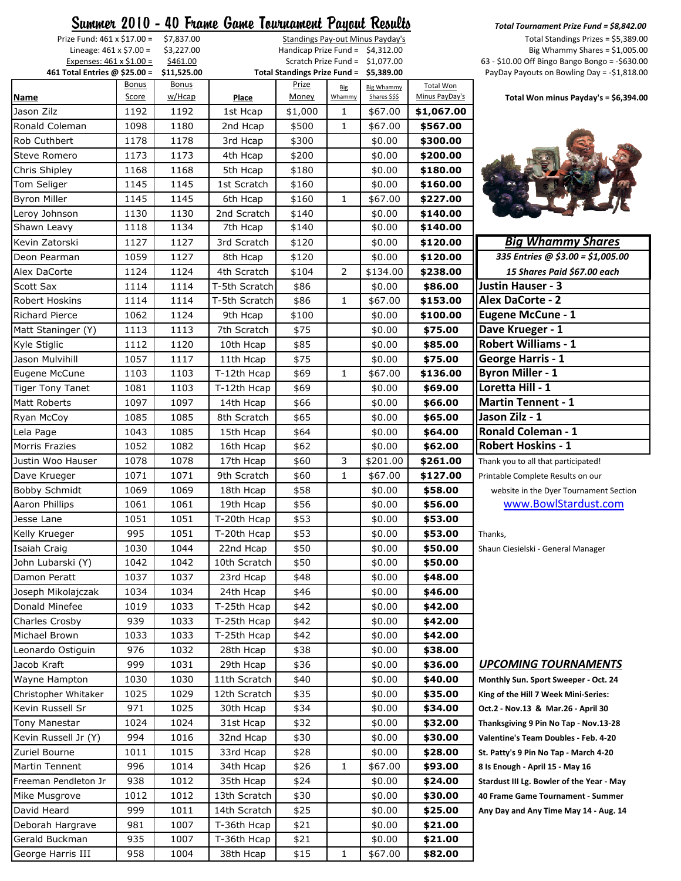# Summer 2010 - 40 Frame Game Tournament Payout Results

Prize Fund: 461 x $17.00 = $7,837.00
Lineage: 461 x $7.00 = $3,227.00
Expenses: 461 x $1.00 = $461.00
**461 Total Entries @ $25.00 = $11,525.00**

Standings Pay-out Minus Payday's
Handicap Prize Fund = $4,312.00
Scratch Prize Fund = $1,077.00
**Total Standings Prize Fund = $5,389.00**

***Total Tournament Prize Fund = $8,842.00***
Total Standings Prizes = $5,389.00
Big Whammy Shares = $1,005.00
63 - $10.00 Off Bingo Bango Bongo = -$630.00
PayDay Payouts on Bowling Day = -$1,818.00

**Total Won minus Payday's = $6,394.00**

| Name | Bonus Score | Bonus w/Hcap | Place | Prize Money | Big Whammy | Big Whammy Shares $$$ | Total Won Minus PayDay's |
|---|---|---|---|---|---|---|---|
| Jason Zilz | 1192 | 1192 | 1st Hcap | $1,000 | 1 | $67.00 | **$1,067.00** |
| Ronald Coleman | 1098 | 1180 | 2nd Hcap | $500 | 1 | $67.00 | **$567.00** |
| Rob Cuthbert | 1178 | 1178 | 3rd Hcap | $300 | | $0.00 | **$300.00** |
| Steve Romero | 1173 | 1173 | 4th Hcap | $200 | | $0.00 | **$200.00** |
| Chris Shipley | 1168 | 1168 | 5th Hcap | $180 | | $0.00 | **$180.00** |
| Tom Seliger | 1145 | 1145 | 1st Scratch | $160 | | $0.00 | **$160.00** |
| Byron Miller | 1145 | 1145 | 6th Hcap | $160 | 1 | $67.00 | **$227.00** |
| Leroy Johnson | 1130 | 1130 | 2nd Scratch | $140 | | $0.00 | **$140.00** |
| Shawn Leavy | 1118 | 1134 | 7th Hcap | $140 | | $0.00 | **$140.00** |
| Kevin Zatorski | 1127 | 1127 | 3rd Scratch | $120 | | $0.00 | **$120.00** |
| Deon Pearman | 1059 | 1127 | 8th Hcap | $120 | | $0.00 | **$120.00** |
| Alex DaCorte | 1124 | 1124 | 4th Scratch | $104 | 2 | $134.00 | **$238.00** |
| Scott Sax | 1114 | 1114 | T-5th Scratch | $86 | | $0.00 | **$86.00** |
| Robert Hoskins | 1114 | 1114 | T-5th Scratch | $86 | 1 | $67.00 | **$153.00** |
| Richard Pierce | 1062 | 1124 | 9th Hcap | $100 | | $0.00 | **$100.00** |
| Matt Staninger (Y) | 1113 | 1113 | 7th Scratch | $75 | | $0.00 | **$75.00** |
| Kyle Stiglic | 1112 | 1120 | 10th Hcap | $85 | | $0.00 | **$85.00** |
| Jason Mulvihill | 1057 | 1117 | 11th Hcap | $75 | | $0.00 | **$75.00** |
| Eugene McCune | 1103 | 1103 | T-12th Hcap | $69 | 1 | $67.00 | **$136.00** |
| Tiger Tony Tanet | 1081 | 1103 | T-12th Hcap | $69 | | $0.00 | **$69.00** |
| Matt Roberts | 1097 | 1097 | 14th Hcap | $66 | | $0.00 | **$66.00** |
| Ryan McCoy | 1085 | 1085 | 8th Scratch | $65 | | $0.00 | **$65.00** |
| Lela Page | 1043 | 1085 | 15th Hcap | $64 | | $0.00 | **$64.00** |
| Morris Frazies | 1052 | 1082 | 16th Hcap | $62 | | $0.00 | **$62.00** |
| Justin Woo Hauser | 1078 | 1078 | 17th Hcap | $60 | 3 | $201.00 | **$261.00** |
| Dave Krueger | 1071 | 1071 | 9th Scratch | $60 | 1 | $67.00 | **$127.00** |
| Bobby Schmidt | 1069 | 1069 | 18th Hcap | $58 | | $0.00 | **$58.00** |
| Aaron Phillips | 1061 | 1061 | 19th Hcap | $56 | | $0.00 | **$56.00** |
| Jesse Lane | 1051 | 1051 | T-20th Hcap | $53 | | $0.00 | **$53.00** |
| Kelly Krueger | 995 | 1051 | T-20th Hcap | $53 | | $0.00 | **$53.00** |
| Isaiah Craig | 1030 | 1044 | 22nd Hcap | $50 | | $0.00 | **$50.00** |
| John Lubarski (Y) | 1042 | 1042 | 10th Scratch | $50 | | $0.00 | **$50.00** |
| Damon Peratt | 1037 | 1037 | 23rd Hcap | $48 | | $0.00 | **$48.00** |
| Joseph Mikolajczak | 1034 | 1034 | 24th Hcap | $46 | | $0.00 | **$46.00** |
| Donald Minefee | 1019 | 1033 | T-25th Hcap | $42 | | $0.00 | **$42.00** |
| Charles Crosby | 939 | 1033 | T-25th Hcap | $42 | | $0.00 | **$42.00** |
| Michael Brown | 1033 | 1033 | T-25th Hcap | $42 | | $0.00 | **$42.00** |
| Leonardo Ostiguin | 976 | 1032 | 28th Hcap | $38 | | $0.00 | **$38.00** |
| Jacob Kraft | 999 | 1031 | 29th Hcap | $36 | | $0.00 | **$36.00** |
| Wayne Hampton | 1030 | 1030 | 11th Scratch | $40 | | $0.00 | **$40.00** |
| Christopher Whitaker | 1025 | 1029 | 12th Scratch | $35 | | $0.00 | **$35.00** |
| Kevin Russell Sr | 971 | 1025 | 30th Hcap | $34 | | $0.00 | **$34.00** |
| Tony Manestar | 1024 | 1024 | 31st Hcap | $32 | | $0.00 | **$32.00** |
| Kevin Russell Jr (Y) | 994 | 1016 | 32nd Hcap | $30 | | $0.00 | **$30.00** |
| Zuriel Bourne | 1011 | 1015 | 33rd Hcap | $28 | | $0.00 | **$28.00** |
| Martin Tennent | 996 | 1014 | 34th Hcap | $26 | 1 | $67.00 | **$93.00** |
| Freeman Pendleton Jr | 938 | 1012 | 35th Hcap | $24 | | $0.00 | **$24.00** |
| Mike Musgrove | 1012 | 1012 | 13th Scratch | $30 | | $0.00 | **$30.00** |
| David Heard | 999 | 1011 | 14th Scratch | $25 | | $0.00 | **$25.00** |
| Deborah Hargrave | 981 | 1007 | T-36th Hcap | $21 | | $0.00 | **$21.00** |
| Gerald Buckman | 935 | 1007 | T-36th Hcap | $21 | | $0.00 | **$21.00** |
| George Harris III | 958 | 1004 | 38th Hcap | $15 | 1 | $67.00 | **$82.00** |

| ***Big Whammy Shares*** |
|---|
| *335 Entries @ $3.00 = $1,005.00* |
| *15 Shares Paid $67.00 each* |
| **Justin Hauser - 3** |
| **Alex DaCorte - 2** |
| **Eugene McCune - 1** |
| **Dave Krueger - 1** |
| **Robert Williams - 1** |
| **George Harris - 1** |
| **Byron Miller - 1** |
| **Loretta Hill - 1** |
| **Martin Tennent - 1** |
| **Jason Zilz - 1** |
| **Ronald Coleman - 1** |
| **Robert Hoskins - 1** |

Thank you to all that participated!

Printable Complete Results on our website in the Dyer Tournament Section
www.BowlStardust.com

Thanks,

Shaun Ciesielski - General Manager

## *UPCOMING TOURNAMENTS*

**Monthly Sun. Sport Sweeper - Oct. 24**
**King of the Hill 7 Week Mini-Series:**
**Oct.2 - Nov.13 & Mar.26 - April 30**
**Thanksgiving 9 Pin No Tap - Nov.13-28**
**Valentine's Team Doubles - Feb. 4-20**
**St. Patty's 9 Pin No Tap - March 4-20**
**8 Is Enough - April 15 - May 16**
**Stardust III Lg. Bowler of the Year - May**
**40 Frame Game Tournament - Summer**
**Any Day and Any Time May 14 - Aug. 14**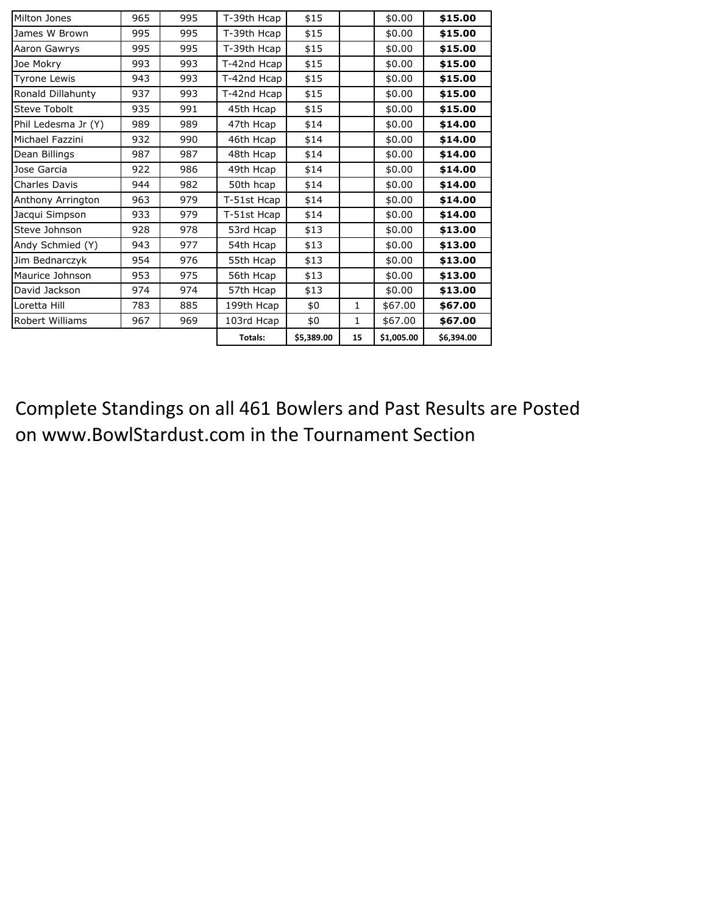| | | | | | | | |
|---|---|---|---|---|---|---|---|
| Milton Jones | 965 | 995 | T-39th Hcap | $15 | | $0.00 | **$15.00** |
| James W Brown | 995 | 995 | T-39th Hcap | $15 | | $0.00 | **$15.00** |
| Aaron Gawrys | 995 | 995 | T-39th Hcap | $15 | | $0.00 | **$15.00** |
| Joe Mokry | 993 | 993 | T-42nd Hcap | $15 | | $0.00 | **$15.00** |
| Tyrone Lewis | 943 | 993 | T-42nd Hcap | $15 | | $0.00 | **$15.00** |
| Ronald Dillahunty | 937 | 993 | T-42nd Hcap | $15 | | $0.00 | **$15.00** |
| Steve Tobolt | 935 | 991 | 45th Hcap | $15 | | $0.00 | **$15.00** |
| Phil Ledesma Jr (Y) | 989 | 989 | 47th Hcap | $14 | | $0.00 | **$14.00** |
| Michael Fazzini | 932 | 990 | 46th Hcap | $14 | | $0.00 | **$14.00** |
| Dean Billings | 987 | 987 | 48th Hcap | $14 | | $0.00 | **$14.00** |
| Jose Garcia | 922 | 986 | 49th Hcap | $14 | | $0.00 | **$14.00** |
| Charles Davis | 944 | 982 | 50th hcap | $14 | | $0.00 | **$14.00** |
| Anthony Arrington | 963 | 979 | T-51st Hcap | $14 | | $0.00 | **$14.00** |
| Jacqui Simpson | 933 | 979 | T-51st Hcap | $14 | | $0.00 | **$14.00** |
| Steve Johnson | 928 | 978 | 53rd Hcap | $13 | | $0.00 | **$13.00** |
| Andy Schmied (Y) | 943 | 977 | 54th Hcap | $13 | | $0.00 | **$13.00** |
| Jim Bednarczyk | 954 | 976 | 55th Hcap | $13 | | $0.00 | **$13.00** |
| Maurice Johnson | 953 | 975 | 56th Hcap | $13 | | $0.00 | **$13.00** |
| David Jackson | 974 | 974 | 57th Hcap | $13 | | $0.00 | **$13.00** |
| Loretta Hill | 783 | 885 | 199th Hcap | $0 | 1 | $67.00 | **$67.00** |
| Robert Williams | 967 | 969 | 103rd Hcap | $0 | 1 | $67.00 | **$67.00** |
| | | | **Totals:** | **$5,389.00** | **15** | **$1,005.00** | **$6,394.00** |

Complete Standings on all 461 Bowlers and Past Results are Posted on www.BowlStardust.com in the Tournament Section